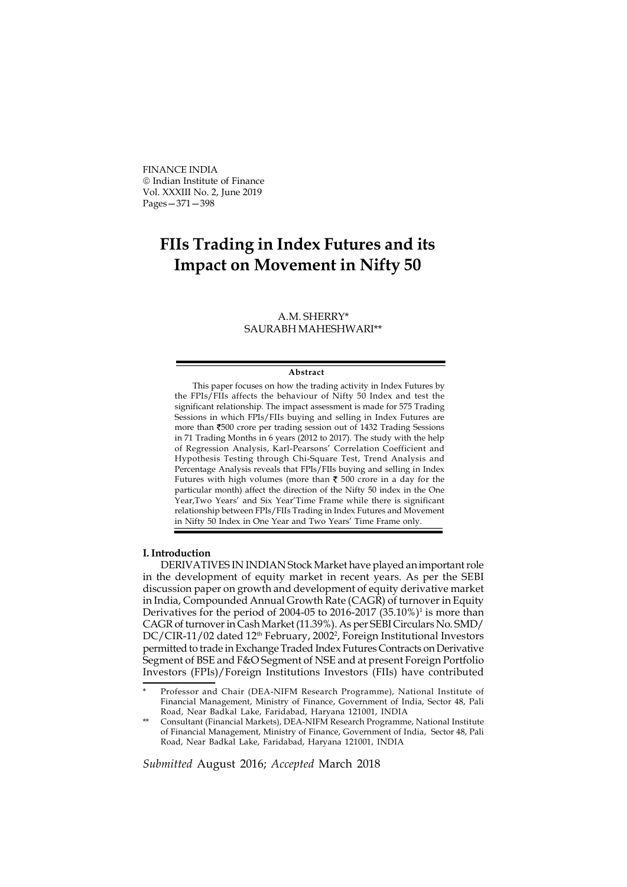FINANCE INDIA
© Indian Institute of Finance
Vol. XXXIII No. 2, June 2019
Pages—371—398

# FIIs Trading in Index Futures and its Impact on Movement in Nifty 50

A.M. SHERRY*
SAURABH MAHESHWARI**

### Abstract

This paper focuses on how the trading activity in Index Futures by the FPIs/FIIs affects the behaviour of Nifty 50 Index and test the significant relationship. The impact assessment is made for 575 Trading Sessions in which FPIs/FIIs buying and selling in Index Futures are more than ₹500 crore per trading session out of 1432 Trading Sessions in 71 Trading Months in 6 years (2012 to 2017). The study with the help of Regression Analysis, Karl-Pearsons' Correlation Coefficient and Hypothesis Testing through Chi-Square Test, Trend Analysis and Percentage Analysis reveals that FPIs/FIIs buying and selling in Index Futures with high volumes (more than ₹ 500 crore in a day for the particular month) affect the direction of the Nifty 50 index in the One Year,Two Years' and Six Year'Time Frame while there is significant relationship between FPIs/FIIs Trading in Index Futures and Movement in Nifty 50 Index in One Year and Two Years' Time Frame only.

## I. Introduction

DERIVATIVES IN INDIAN Stock Market have played an important role in the development of equity market in recent years. As per the SEBI discussion paper on growth and development of equity derivative market in India, Compounded Annual Growth Rate (CAGR) of turnover in Equity Derivatives for the period of 2004-05 to 2016-2017 (35.10%)[1] is more than CAGR of turnover in Cash Market (11.39%). As per SEBI Circulars No. SMD/DC/CIR-11/02 dated 12th February, 2002[2], Foreign Institutional Investors permitted to trade in Exchange Traded Index Futures Contracts on Derivative Segment of BSE and F&O Segment of NSE and at present Foreign Portfolio Investors (FPIs)/Foreign Institutions Investors (FIIs) have contributed

\* Professor and Chair (DEA-NIFM Research Programme), National Institute of Financial Management, Ministry of Finance, Government of India, Sector 48, Pali Road, Near Badkal Lake, Faridabad, Haryana 121001, INDIA

\*\* Consultant (Financial Markets), DEA-NIFM Research Programme, National Institute of Financial Management, Ministry of Finance, Government of India, Sector 48, Pali Road, Near Badkal Lake, Faridabad, Haryana 121001, INDIA

*Submitted* August 2016; *Accepted* March 2018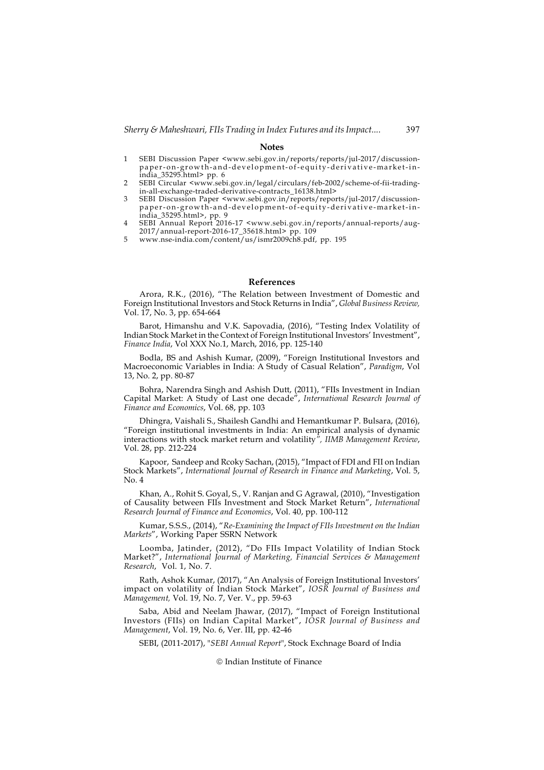## Notes

1. SEBI Discussion Paper <www.sebi.gov.in/reports/reports/jul-2017/discussion-paper-on-growth-and-development-of-equity-derivative-market-in-india_35295.html> pp. 6
2. SEBI Circular <www.sebi.gov.in/legal/circulars/feb-2002/scheme-of-fii-trading-in-all-exchange-traded-derivative-contracts_16138.html>
3. SEBI Discussion Paper <www.sebi.gov.in/reports/reports/jul-2017/discussion-paper-on-growth-and-development-of-equity-derivative-market-in-india_35295.html>, pp. 9
4. SEBI Annual Report 2016-17 <www.sebi.gov.in/reports/annual-reports/aug-2017/annual-report-2016-17_35618.html> pp. 109
5. www.nse-india.com/content/us/ismr2009ch8.pdf, pp. 195

## References

Arora, R.K., (2016), "The Relation between Investment of Domestic and Foreign Institutional Investors and Stock Returns in India", *Global Business Review,* Vol. 17, No. 3, pp. 654-664

Barot, Himanshu and V.K. Sapovadia, (2016), "Testing Index Volatility of Indian Stock Market in the Context of Foreign Institutional Investors' Investment", *Finance India*, Vol XXX No.1, March, 2016, pp. 125-140

Bodla, BS and Ashish Kumar, (2009), "Foreign Institutional Investors and Macroeconomic Variables in India: A Study of Casual Relation", *Paradigm*, Vol 13, No. 2, pp. 80-87

Bohra, Narendra Singh and Ashish Dutt, (2011), "FIIs Investment in Indian Capital Market: A Study of Last one decade", *International Research Journal of Finance and Economics*, Vol. 68, pp. 103

Dhingra, Vaishali S., Shailesh Gandhi and Hemantkumar P. Bulsara, (2016), "Foreign institutional investments in India: An empirical analysis of dynamic interactions with stock market return and volatility*", IIMB Management Review*, Vol. 28, pp. 212-224

Kapoor, Sandeep and Rcoky Sachan, (2015), "Impact of FDI and FII on Indian Stock Markets", *International Journal of Research in Finance and Marketing*, Vol. 5, No. 4

Khan, A., Rohit S. Goyal, S., V. Ranjan and G Agrawal, (2010), "Investigation of Causality between FIIs Investment and Stock Market Return", *International Research Journal of Finance and Economics*, Vol. 40, pp. 100-112

Kumar, S.S.S., (2014), "*Re-Examining the Impact of FIIs Investment on the Indian Markets*", Working Paper SSRN Network

Loomba, Jatinder, (2012), "Do FIIs Impact Volatility of Indian Stock Market?", *International Journal of Marketing, Financial Services & Management Research*, Vol. 1, No. 7.

Rath, Ashok Kumar, (2017), "An Analysis of Foreign Institutional Investors' impact on volatility of Indian Stock Market", *IOSR Journal of Business and Management,* Vol. 19, No. 7, Ver. V., pp. 59-63

Saba, Abid and Neelam Jhawar, (2017), "Impact of Foreign Institutional Investors (FIIs) on Indian Capital Market", *IOSR Journal of Business and Management*, Vol. 19, No. 6, Ver. III, pp. 42-46

SEBI, (2011-2017), "*SEBI Annual Report*", Stock Exchnage Board of India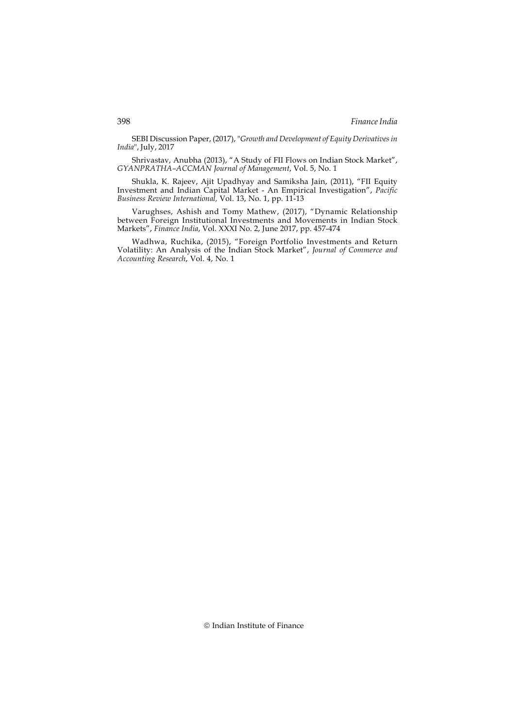SEBI Discussion Paper, (2017), "*Growth and Development of Equity Derivatives in India*", July, 2017

Shrivastav, Anubha (2013), "A Study of FII Flows on Indian Stock Market", *GYANPRATHA–ACCMAN Journal of Management*, Vol. 5, No. 1

Shukla, K. Rajeev, Ajit Upadhyay and Samiksha Jain, (2011), "FII Equity Investment and Indian Capital Market - An Empirical Investigation", *Pacific Business Review International,* Vol. 13, No. 1, pp. 11-13

Varughses, Ashish and Tomy Mathew, (2017), "Dynamic Relationship between Foreign Institutional Investments and Movements in Indian Stock Markets", *Finance India*, Vol. XXXI No. 2, June 2017, pp. 457-474

Wadhwa, Ruchika, (2015), "Foreign Portfolio Investments and Return Volatility: An Analysis of the Indian Stock Market", *Journal of Commerce and Accounting Research*, Vol. 4, No. 1

© Indian Institute of Finance